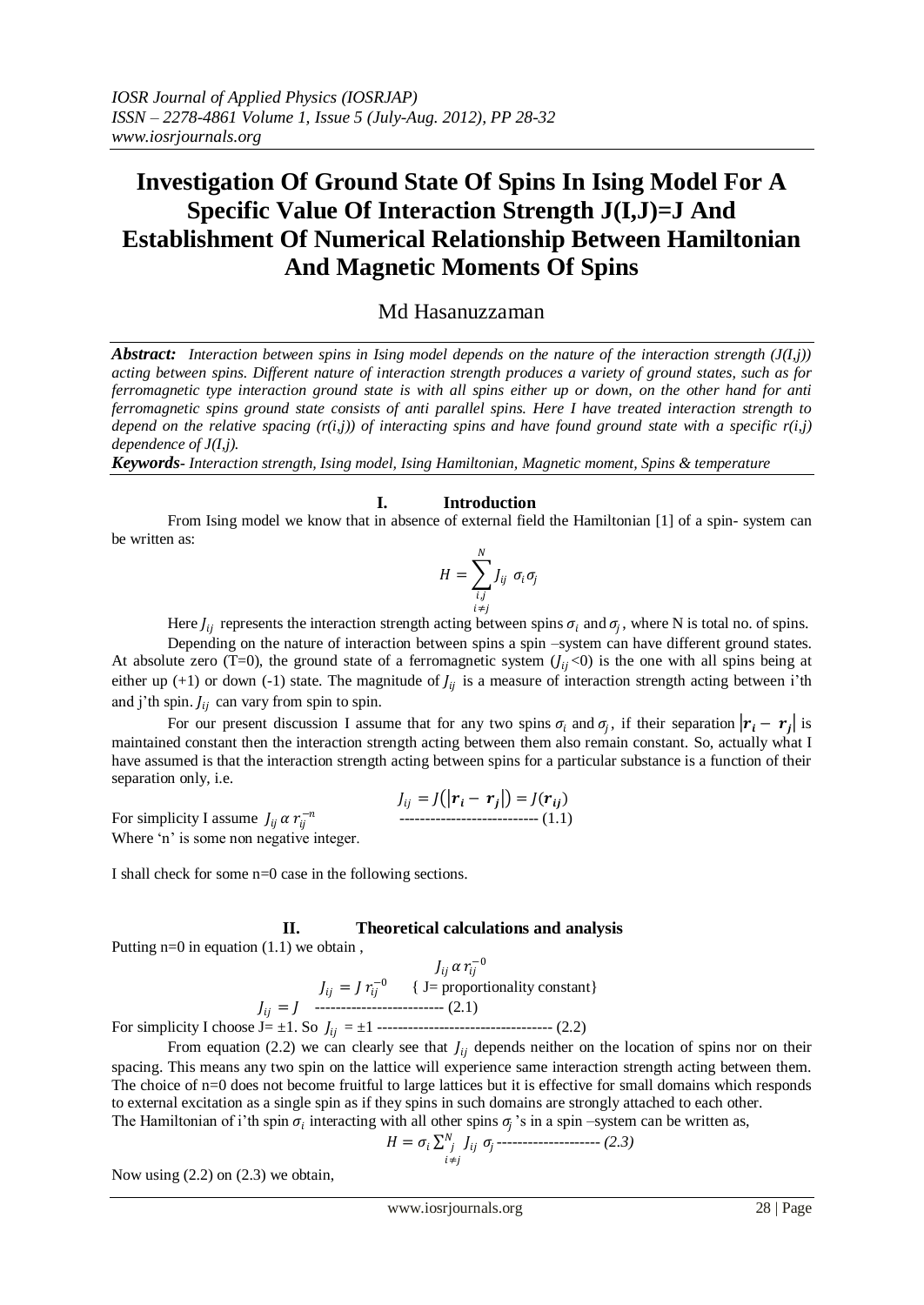# Investigation Of Ground State Of Spins In Ising Model For A Specific Value Of Interaction Strength J(I,J)=J And Establishment Of Numerical Relationship Between Hamiltonian And Magnetic Moments Of Spins

Md Hasanuzzaman

***Abstract:*** *Interaction between spins in Ising model depends on the nature of the interaction strength (J(I,j)) acting between spins. Different nature of interaction strength produces a variety of ground states, such as for ferromagnetic type interaction ground state is with all spins either up or down, on the other hand for anti ferromagnetic spins ground state consists of anti parallel spins. Here I have treated interaction strength to depend on the relative spacing (r(i,j)) of interacting spins and have found ground state with a specific r(i,j) dependence of J(I,j).*

***Keywords****- Interaction strength, Ising model, Ising Hamiltonian, Magnetic moment, Spins & temperature*

## I. Introduction

From Ising model we know that in absence of external field the Hamiltonian [1] of a spin- system can be written as:

$$H = \sum_{\substack{i,j \\ i \neq j}}^{N} J_{ij}\ \sigma_i \sigma_j$$

Here $J_{ij}$ represents the interaction strength acting between spins $\sigma_i$ and $\sigma_j$, where N is total no. of spins.

Depending on the nature of interaction between spins a spin –system can have different ground states. At absolute zero (T=0), the ground state of a ferromagnetic system ($J_{ij}<0$) is the one with all spins being at either up (+1) or down (-1) state. The magnitude of $J_{ij}$ is a measure of interaction strength acting between i'th and j'th spin. $J_{ij}$ can vary from spin to spin.

For our present discussion I assume that for any two spins $\sigma_i$ and $\sigma_j$, if their separation $|\boldsymbol{r_i} - \boldsymbol{r_j}|$ is maintained constant then the interaction strength acting between them also remain constant. So, actually what I have assumed is that the interaction strength acting between spins for a particular substance is a function of their separation only, i.e.

$$J_{ij} = J(|\boldsymbol{r_i} - \boldsymbol{r_j}|) = J(\boldsymbol{r_{ij}})$$

For simplicity I assume $J_{ij}\ \alpha\ r_{ij}^{-n}$ -------------------------- (1.1)

Where 'n' is some non negative integer.

I shall check for some n=0 case in the following sections.

## II. Theoretical calculations and analysis

Putting n=0 in equation (1.1) we obtain ,

$$J_{ij}\ \alpha\ r_{ij}^{-0}$$

$$J_{ij} = J\ r_{ij}^{-0} \quad \{\text{ J= proportionality constant}\}$$

$$J_{ij} = J \quad \text{------------------------- (2.1)}$$

For simplicity I choose J= ±1. So $J_{ij}$ = ±1 ---------------------------------- (2.2)

From equation (2.2) we can clearly see that $J_{ij}$ depends neither on the location of spins nor on their spacing. This means any two spin on the lattice will experience same interaction strength acting between them. The choice of n=0 does not become fruitful to large lattices but it is effective for small domains which responds to external excitation as a single spin as if they spins in such domains are strongly attached to each other.

The Hamiltonian of i'th spin $\sigma_i$ interacting with all other spins $\sigma_j$'s in a spin –system can be written as,

$$H = \sigma_i \sum_{\substack{j \\ i \neq j}}^{N} J_{ij}\ \sigma_j \text{ -------------------- } (2.3)$$

Now using (2.2) on (2.3) we obtain,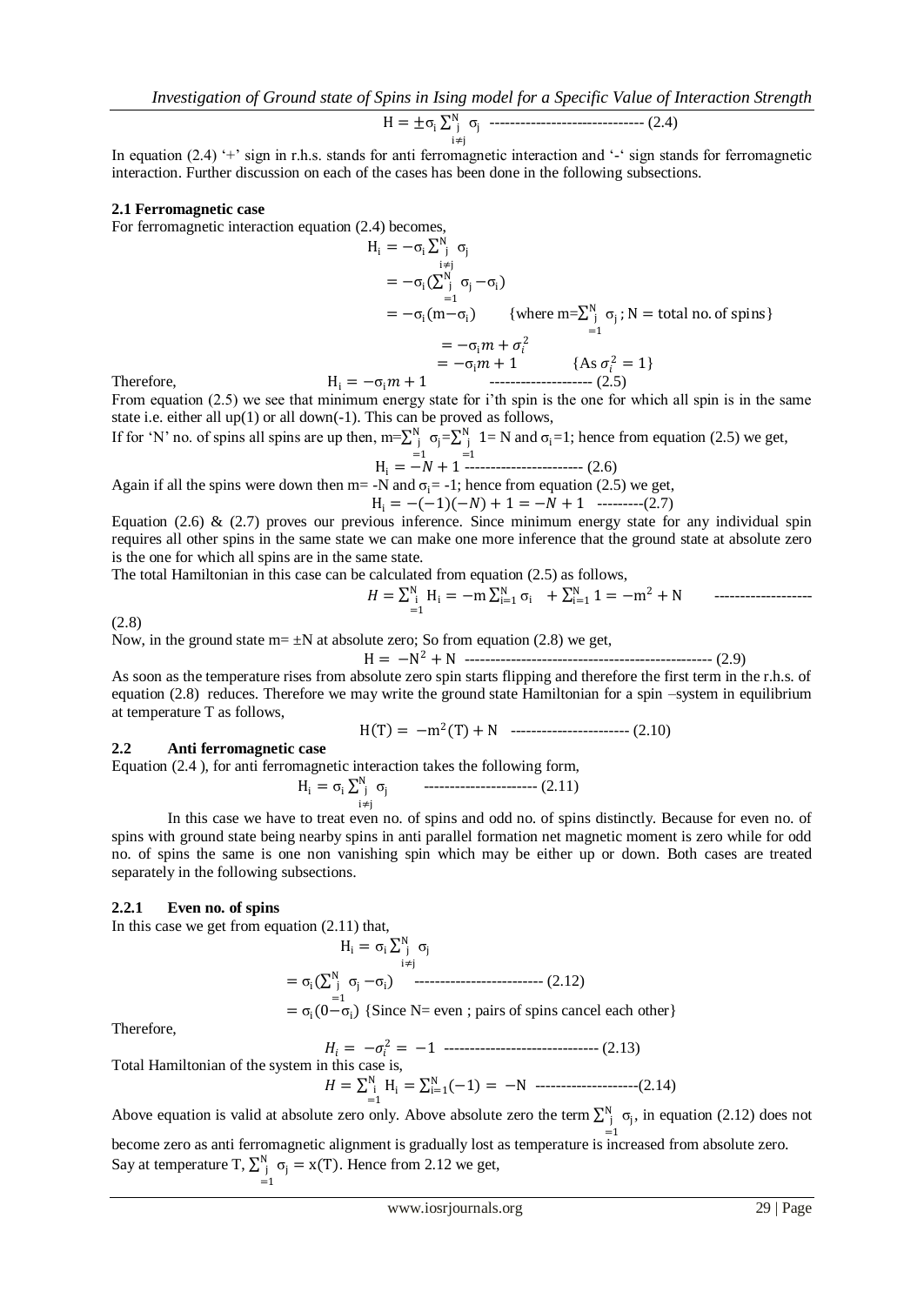$$H = \pm\sigma_i \sum_{j \atop i\neq j}^{N} \sigma_j \text{ ------------------------------ (2.4)}$$

In equation (2.4) '+' sign in r.h.s. stands for anti ferromagnetic interaction and '-' sign stands for ferromagnetic interaction. Further discussion on each of the cases has been done in the following subsections.

### 2.1 Ferromagnetic case

For ferromagnetic interaction equation (2.4) becomes,

$$H_i = -\sigma_i \sum_{j \atop i\neq j}^{N} \sigma_j$$

$$= -\sigma_i \left(\sum_{j=1}^{N} \sigma_j - \sigma_i\right)$$

$$= -\sigma_i (m - \sigma_i) \qquad \{\text{where } m = \sum_{j=1}^{N} \sigma_j \,;\, N = \text{total no. of spins}\}$$

$$= -\sigma_i m + \sigma_i^2$$

$$= -\sigma_i m + 1 \qquad \{\text{As } \sigma_i^2 = 1\}$$

Therefore, $\quad H_i = -\sigma_i m + 1$ -------------------- (2.5)

From equation (2.5) we see that minimum energy state for i'th spin is the one for which all spin is in the same state i.e. either all up(1) or all down(-1). This can be proved as follows,

If for 'N' no. of spins all spins are up then, $m = \sum_{j=1}^{N} \sigma_j = \sum_{j=1}^{N} 1 = N$ and $\sigma_i = 1$; hence from equation (2.5) we get,

$$H_i = -N + 1 \text{ ----------------------- (2.6)}$$

Again if all the spins were down then m= -N and $\sigma_i$= -1; hence from equation (2.5) we get,

$$H_i = -(-1)(-N) + 1 = -N + 1 \text{ ---------(2.7)}$$

Equation (2.6) & (2.7) proves our previous inference. Since minimum energy state for any individual spin requires all other spins in the same state we can make one more inference that the ground state at absolute zero is the one for which all spins are in the same state.

The total Hamiltonian in this case can be calculated from equation (2.5) as follows,

$$H = \sum_{i=1}^{N} H_i = -m \sum_{i=1}^{N} \sigma_i + \sum_{i=1}^{N} 1 = -m^2 + N \text{ ------------------- (2.8)}$$

Now, in the ground state m= ±N at absolute zero; So from equation (2.8) we get,

$$H = -N^2 + N \text{ ------------------------------------------------ (2.9)}$$

As soon as the temperature rises from absolute zero spin starts flipping and therefore the first term in the r.h.s. of equation (2.8) reduces. Therefore we may write the ground state Hamiltonian for a spin –system in equilibrium at temperature T as follows,

$$H(T) = -m^2(T) + N \text{ ----------------------- (2.10)}$$

### 2.2 Anti ferromagnetic case

Equation (2.4 ), for anti ferromagnetic interaction takes the following form,

$$H_i = \sigma_i \sum_{j \atop i\neq j}^{N} \sigma_j \text{ ---------------------- (2.11)}$$

In this case we have to treat even no. of spins and odd no. of spins distinctly. Because for even no. of spins with ground state being nearby spins in anti parallel formation net magnetic moment is zero while for odd no. of spins the same is one non vanishing spin which may be either up or down. Both cases are treated separately in the following subsections.

#### 2.2.1 Even no. of spins

In this case we get from equation (2.11) that,

$$H_i = \sigma_i \sum_{j \atop i\neq j}^{N} \sigma_j$$

$$= \sigma_i \left(\sum_{j=1}^{N} \sigma_j - \sigma_i\right) \text{ ------------------------- (2.12)}$$

$$= \sigma_i (0 - \sigma_i) \text{ \{Since N= even ; pairs of spins cancel each other\}}$$

Therefore,

$$H_i = -\sigma_i^2 = -1 \text{ ------------------------------ (2.13)}$$

Total Hamiltonian of the system in this case is,

$$H = \sum_{i=1}^{N} H_i = \sum_{i=1}^{N} (-1) = -N \text{ --------------------(2.14)}$$

Above equation is valid at absolute zero only. Above absolute zero the term $\sum_{j=1}^{N} \sigma_j$, in equation (2.12) does not become zero as anti ferromagnetic alignment is gradually lost as temperature is increased from absolute zero. Say at temperature T, $\sum_{j=1}^{N} \sigma_j = x(T)$. Hence from 2.12 we get,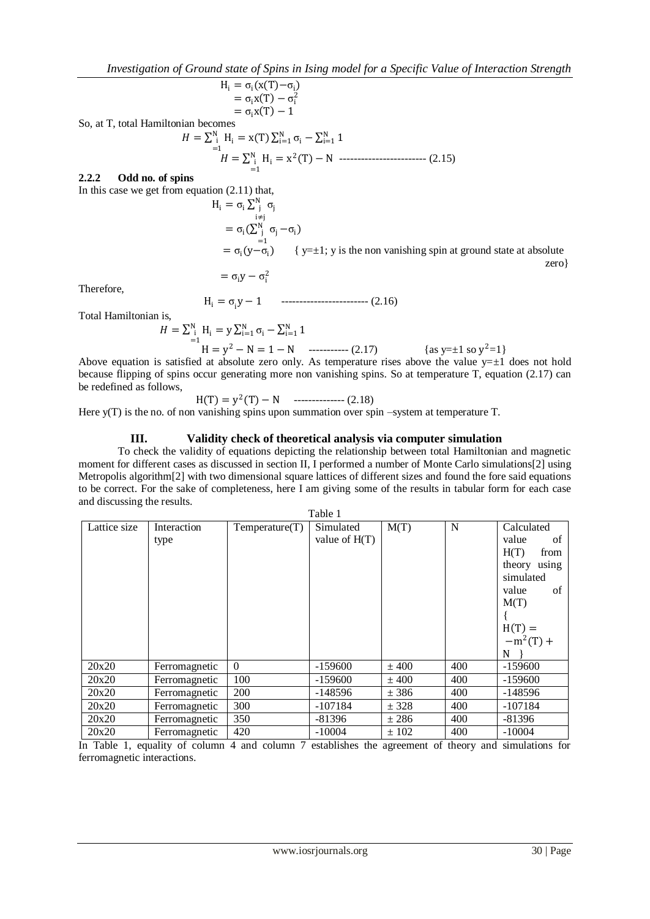$$
\begin{aligned}
H_i &= \sigma_i(x(T) - \sigma_i) \\
&= \sigma_i x(T) - \sigma_i^2 \\
&= \sigma_i x(T) - 1
\end{aligned}
$$

So, at T, total Hamiltonian becomes

$$
H = \sum_{i=1}^{N} H_i = x(T)\sum_{i=1}^{N}\sigma_i - \sum_{i=1}^{N} 1
$$

$$
H = \sum_{i=1}^{N} H_i = x^2(T) - N \quad \text{------------------------} \ (2.15)
$$

### 2.2.2 Odd no. of spins

In this case we get from equation (2.11) that,

$$
\begin{aligned}
H_i &= \sigma_i \sum_{\substack{j \\ i \neq j}}^{N} \sigma_j \\
&= \sigma_i \left(\sum_{j=1}^{N} \sigma_j - \sigma_i\right) \\
&= \sigma_i (y - \sigma_i) \qquad \{ y = \pm 1; \text{ y is the non vanishing spin at ground state at absolute zero} \} \\
&= \sigma_i y - \sigma_i^2
\end{aligned}
$$

Therefore,

$$
H_i = \sigma_i y - 1 \quad \text{------------------------} \ (2.16)
$$

Total Hamiltonian is,

$$
H = \sum_{i=1}^{N} H_i = y\sum_{i=1}^{N}\sigma_i - \sum_{i=1}^{N} 1
$$

$$
H = y^2 - N = 1 - N \quad \text{-----------} \ (2.17) \qquad \{\text{as } y = \pm 1 \text{ so } y^2 = 1\}
$$

Above equation is satisfied at absolute zero only. As temperature rises above the value $y = \pm 1$ does not hold because flipping of spins occur generating more non vanishing spins. So at temperature T, equation (2.17) can be redefined as follows,

$$
H(T) = y^2(T) - N \quad \text{--------------} \ (2.18)
$$

Here y(T) is the no. of non vanishing spins upon summation over spin –system at temperature T.

## III. Validity check of theoretical analysis via computer simulation

To check the validity of equations depicting the relationship between total Hamiltonian and magnetic moment for different cases as discussed in section II, I performed a number of Monte Carlo simulations[2] using Metropolis algorithm[2] with two dimensional square lattices of different sizes and found the fore said equations to be correct. For the sake of completeness, here I am giving some of the results in tabular form for each case and discussing the results.

Table 1

| Lattice size | Interaction type | Temperature(T) | Simulated value of H(T) | M(T) | N | Calculated value of H(T) from theory using simulated value of M(T) { $H(T) = -m^2(T) + N$ } |
|---|---|---|---|---|---|---|
| 20x20 | Ferromagnetic | 0 | -159600 | ± 400 | 400 | -159600 |
| 20x20 | Ferromagnetic | 100 | -159600 | ± 400 | 400 | -159600 |
| 20x20 | Ferromagnetic | 200 | -148596 | ± 386 | 400 | -148596 |
| 20x20 | Ferromagnetic | 300 | -107184 | ± 328 | 400 | -107184 |
| 20x20 | Ferromagnetic | 350 | -81396 | ± 286 | 400 | -81396 |
| 20x20 | Ferromagnetic | 420 | -10004 | ± 102 | 400 | -10004 |

In Table 1, equality of column 4 and column 7 establishes the agreement of theory and simulations for ferromagnetic interactions.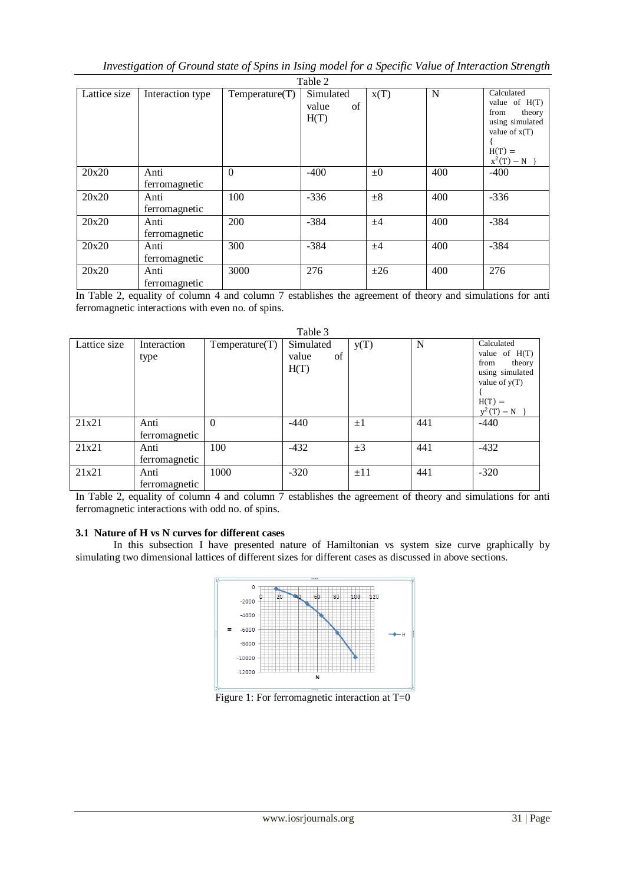Table 2

| Lattice size | Interaction type | Temperature(T) | Simulated value of H(T) | x(T) | N | Calculated value of H(T) from theory using simulated value of x(T) { $H(T) = x^2(T) - N$ } |
|---|---|---|---|---|---|---|
| 20x20 | Anti ferromagnetic | 0 | -400 | ±0 | 400 | -400 |
| 20x20 | Anti ferromagnetic | 100 | -336 | ±8 | 400 | -336 |
| 20x20 | Anti ferromagnetic | 200 | -384 | ±4 | 400 | -384 |
| 20x20 | Anti ferromagnetic | 300 | -384 | ±4 | 400 | -384 |
| 20x20 | Anti ferromagnetic | 3000 | 276 | ±26 | 400 | 276 |

In Table 2, equality of column 4 and column 7 establishes the agreement of theory and simulations for anti ferromagnetic interactions with even no. of spins.

Table 3

| Lattice size | Interaction type | Temperature(T) | Simulated value of H(T) | y(T) | N | Calculated value of H(T) from theory using simulated value of y(T) { $H(T) = y^2(T) - N$ } |
|---|---|---|---|---|---|---|
| 21x21 | Anti ferromagnetic | 0 | -440 | ±1 | 441 | -440 |
| 21x21 | Anti ferromagnetic | 100 | -432 | ±3 | 441 | -432 |
| 21x21 | Anti ferromagnetic | 1000 | -320 | ±11 | 441 | -320 |

In Table 2, equality of column 4 and column 7 establishes the agreement of theory and simulations for anti ferromagnetic interactions with odd no. of spins.

### 3.1 Nature of H vs N curves for different cases

In this subsection I have presented nature of Hamiltonian vs system size curve graphically by simulating two dimensional lattices of different sizes for different cases as discussed in above sections.

Figure 1: For ferromagnetic interaction at T=0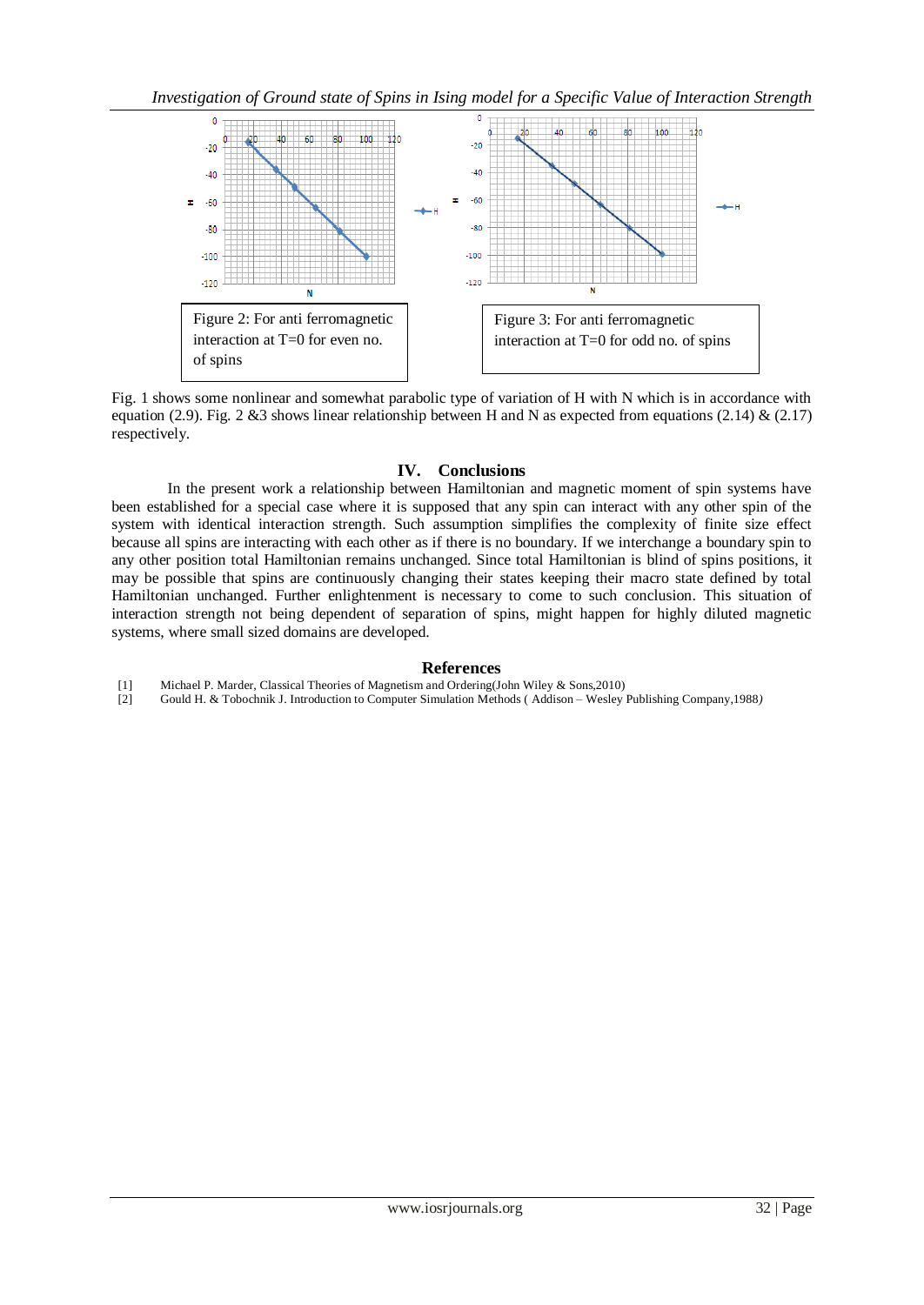0
-20
-40
-60
-80
-100
-120

0 20 40 60 80 100 120

H

N

H

Figure 2: For anti ferromagnetic interaction at T=0 for even no. of spins

0
-20
-40
-60
-80
-100
-120

0 20 40 60 80 100 120

H

N

H

Figure 3: For anti ferromagnetic interaction at T=0 for odd no. of spins

Fig. 1 shows some nonlinear and somewhat parabolic type of variation of H with N which is in accordance with equation (2.9). Fig. 2 &3 shows linear relationship between H and N as expected from equations (2.14) & (2.17) respectively.

## IV. Conclusions

In the present work a relationship between Hamiltonian and magnetic moment of spin systems have been established for a special case where it is supposed that any spin can interact with any other spin of the system with identical interaction strength. Such assumption simplifies the complexity of finite size effect because all spins are interacting with each other as if there is no boundary. If we interchange a boundary spin to any other position total Hamiltonian remains unchanged. Since total Hamiltonian is blind of spins positions, it may be possible that spins are continuously changing their states keeping their macro state defined by total Hamiltonian unchanged. Further enlightenment is necessary to come to such conclusion. This situation of interaction strength not being dependent of separation of spins, might happen for highly diluted magnetic systems, where small sized domains are developed.

## References

[1] Michael P. Marder, Classical Theories of Magnetism and Ordering(John Wiley & Sons,2010)

[2] Gould H. & Tobochnik J. Introduction to Computer Simulation Methods ( Addison – Wesley Publishing Company,1988)